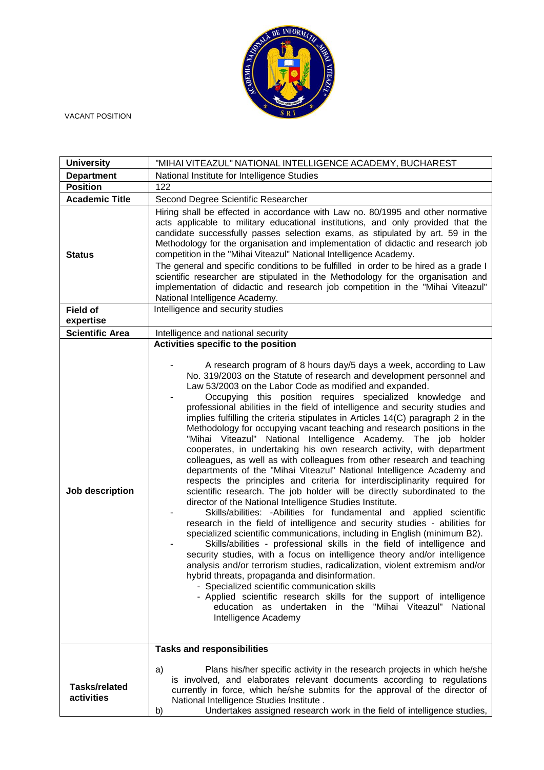VACANT POSITION

| | |
|---|---|
| **University** | "MIHAI VITEAZUL" NATIONAL INTELLIGENCE ACADEMY, BUCHAREST |
| **Department** | National Institute for Intelligence Studies |
| **Position** | 122 |
| **Academic Title** | Second Degree Scientific Researcher |
| **Status** | Hiring shall be effected in accordance with Law no. 80/1995 and other normative acts applicable to military educational institutions, and only provided that the candidate successfully passes selection exams, as stipulated by art. 59 in the Methodology for the organisation and implementation of didactic and research job competition in the "Mihai Viteazul" National Intelligence Academy.<br>The general and specific conditions to be fulfilled in order to be hired as a grade I scientific researcher are stipulated in the Methodology for the organisation and implementation of didactic and research job competition in the "Mihai Viteazul" National Intelligence Academy. |
| **Field of expertise** | Intelligence and security studies |
| **Scientific Area** | Intelligence and national security |
| **Job description** | **Activities specific to the position**<br>- A research program of 8 hours day/5 days a week, according to Law No. 319/2003 on the Statute of research and development personnel and Law 53/2003 on the Labor Code as modified and expanded.<br>- Occupying this position requires specialized knowledge and professional abilities in the field of intelligence and security studies and implies fulfilling the criteria stipulates in Articles 14(C) paragraph 2 in the Methodology for occupying vacant teaching and research positions in the "Mihai Viteazul" National Intelligence Academy. The job holder cooperates, in undertaking his own research activity, with department colleagues, as well as with colleagues from other research and teaching departments of the "Mihai Viteazul" National Intelligence Academy and respects the principles and criteria for interdisciplinarity required for scientific research. The job holder will be directly subordinated to the director of the National Intelligence Studies Institute.<br>- Skills/abilities: -Abilities for fundamental and applied scientific research in the field of intelligence and security studies - abilities for specialized scientific communications, including in English (minimum B2).<br>- Skills/abilities - professional skills in the field of intelligence and security studies, with a focus on intelligence theory and/or intelligence analysis and/or terrorism studies, radicalization, violent extremism and/or hybrid threats, propaganda and disinformation.<br>- Specialized scientific communication skills<br>- Applied scientific research skills for the support of intelligence education as undertaken in the "Mihai Viteazul" National Intelligence Academy |
| **Tasks/related activities** | **Tasks and responsibilities**<br>a) Plans his/her specific activity in the research projects in which he/she is involved, and elaborates relevant documents according to regulations currently in force, which he/she submits for the approval of the director of National Intelligence Studies Institute .<br>b) Undertakes assigned research work in the field of intelligence studies, |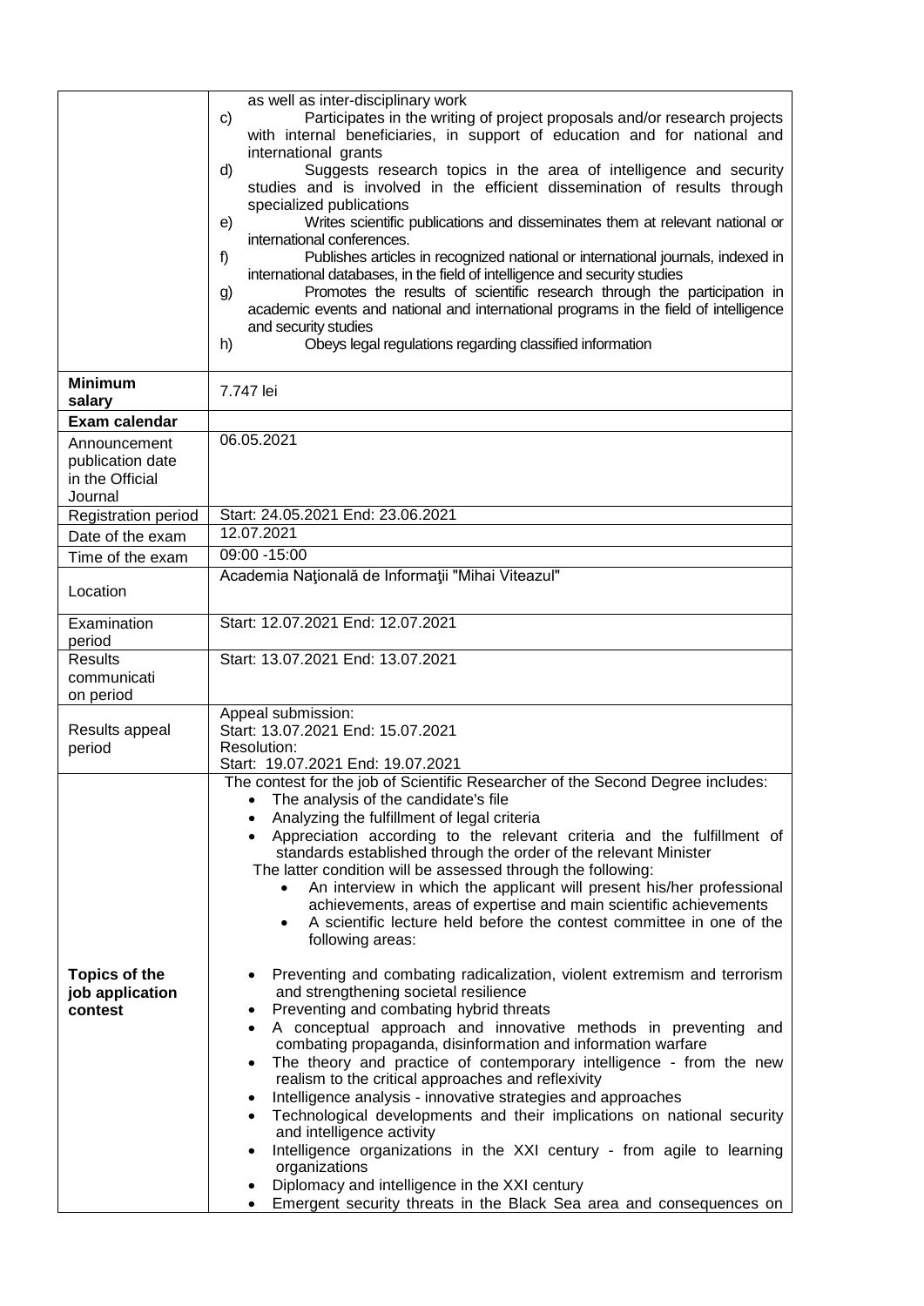| | |
|---|---|
| | as well as inter-disciplinary work<br>c) Participates in the writing of project proposals and/or research projects with internal beneficiaries, in support of education and for national and international grants<br>d) Suggests research topics in the area of intelligence and security studies and is involved in the efficient dissemination of results through specialized publications<br>e) Writes scientific publications and disseminates them at relevant national or international conferences.<br>f) Publishes articles in recognized national or international journals, indexed in international databases, in the field of intelligence and security studies<br>g) Promotes the results of scientific research through the participation in academic events and national and international programs in the field of intelligence and security studies<br>h) Obeys legal regulations regarding classified information |
| **Minimum salary** | 7.747 lei |
| **Exam calendar** | |
| Announcement publication date in the Official Journal | 06.05.2021 |
| Registration period | Start: 24.05.2021 End: 23.06.2021 |
| Date of the exam | 12.07.2021 |
| Time of the exam | 09:00 -15:00 |
| Location | Academia Naţională de Informaţii "Mihai Viteazul" |
| Examination period | Start: 12.07.2021 End: 12.07.2021 |
| Results communication period | Start: 13.07.2021 End: 13.07.2021 |
| Results appeal period | Appeal submission:<br>Start: 13.07.2021 End: 15.07.2021<br>Resolution:<br>Start: 19.07.2021 End: 19.07.2021 |
| **Topics of the job application contest** | The contest for the job of Scientific Researcher of the Second Degree includes:<br>• The analysis of the candidate's file<br>• Analyzing the fulfillment of legal criteria<br>• Appreciation according to the relevant criteria and the fulfillment of standards established through the order of the relevant Minister<br>The latter condition will be assessed through the following:<br>• An interview in which the applicant will present his/her professional achievements, areas of expertise and main scientific achievements<br>• A scientific lecture held before the contest committee in one of the following areas:<br><br>• Preventing and combating radicalization, violent extremism and terrorism and strengthening societal resilience<br>• Preventing and combating hybrid threats<br>• A conceptual approach and innovative methods in preventing and combating propaganda, disinformation and information warfare<br>• The theory and practice of contemporary intelligence - from the new realism to the critical approaches and reflexivity<br>• Intelligence analysis - innovative strategies and approaches<br>• Technological developments and their implications on national security and intelligence activity<br>• Intelligence organizations in the XXI century - from agile to learning organizations<br>• Diplomacy and intelligence in the XXI century<br>• Emergent security threats in the Black Sea area and consequences on |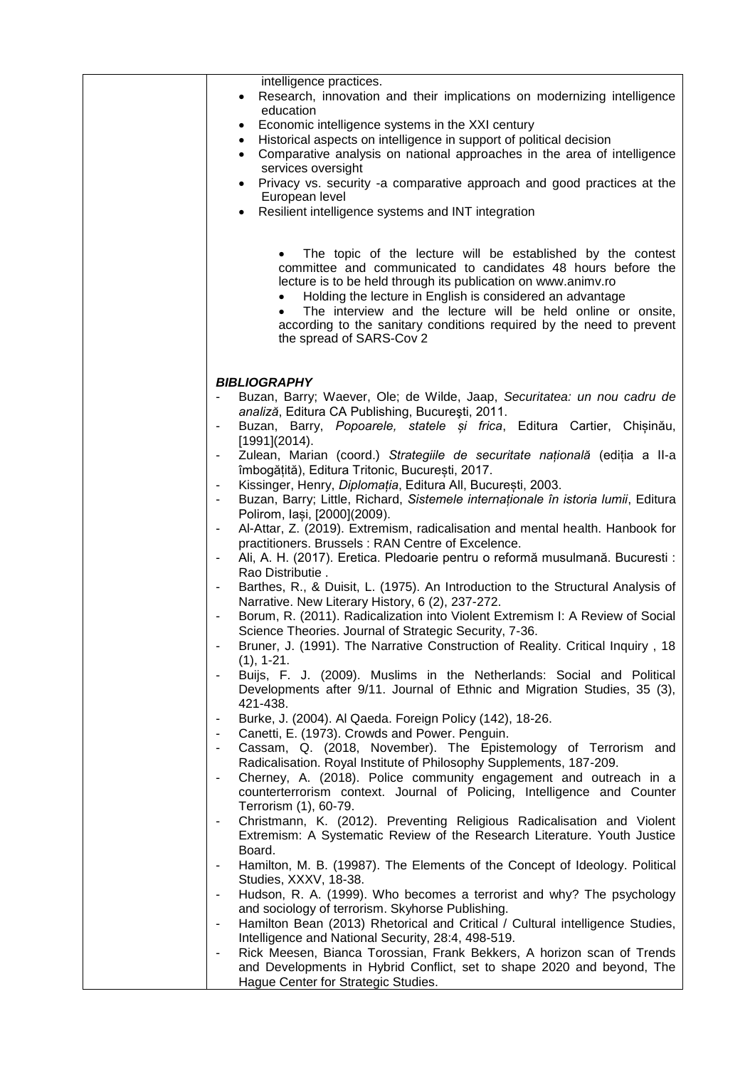intelligence practices.

- Research, innovation and their implications on modernizing intelligence education
- Economic intelligence systems in the XXI century
- Historical aspects on intelligence in support of political decision
- Comparative analysis on national approaches in the area of intelligence services oversight
- Privacy vs. security -a comparative approach and good practices at the European level
- Resilient intelligence systems and INT integration

  - The topic of the lecture will be established by the contest committee and communicated to candidates 48 hours before the lecture is to be held through its publication on www.animv.ro
  - Holding the lecture in English is considered an advantage
  - The interview and the lecture will be held online or onsite, according to the sanitary conditions required by the need to prevent the spread of SARS-Cov 2

***BIBLIOGRAPHY***

- Buzan, Barry; Waever, Ole; de Wilde, Jaap, *Securitatea: un nou cadru de analiză*, Editura CA Publishing, Bucureşti, 2011.
- Buzan, Barry, *Popoarele, statele și frica*, Editura Cartier, Chișinău, [1991](2014).
- Zulean, Marian (coord.) *Strategiile de securitate națională* (ediția a II-a îmbogățită), Editura Tritonic, București, 2017.
- Kissinger, Henry, *Diplomația*, Editura All, București, 2003.
- Buzan, Barry; Little, Richard, *Sistemele internaționale în istoria lumii*, Editura Polirom, Iași, [2000](2009).
- Al-Attar, Z. (2019). Extremism, radicalisation and mental health. Hanbook for practitioners. Brussels : RAN Centre of Excelence.
- Ali, A. H. (2017). Eretica. Pledoarie pentru o reformă musulmană. Bucuresti : Rao Distributie .
- Barthes, R., & Duisit, L. (1975). An Introduction to the Structural Analysis of Narrative. New Literary History, 6 (2), 237-272.
- Borum, R. (2011). Radicalization into Violent Extremism I: A Review of Social Science Theories. Journal of Strategic Security, 7-36.
- Bruner, J. (1991). The Narrative Construction of Reality. Critical Inquiry , 18 (1), 1-21.
- Buijs, F. J. (2009). Muslims in the Netherlands: Social and Political Developments after 9/11. Journal of Ethnic and Migration Studies, 35 (3), 421-438.
- Burke, J. (2004). Al Qaeda. Foreign Policy (142), 18-26.
- Canetti, E. (1973). Crowds and Power. Penguin.
- Cassam, Q. (2018, November). The Epistemology of Terrorism and Radicalisation. Royal Institute of Philosophy Supplements, 187-209.
- Cherney, A. (2018). Police community engagement and outreach in a counterterrorism context. Journal of Policing, Intelligence and Counter Terrorism (1), 60-79.
- Christmann, K. (2012). Preventing Religious Radicalisation and Violent Extremism: A Systematic Review of the Research Literature. Youth Justice Board.
- Hamilton, M. B. (19987). The Elements of the Concept of Ideology. Political Studies, XXXV, 18-38.
- Hudson, R. A. (1999). Who becomes a terrorist and why? The psychology and sociology of terrorism. Skyhorse Publishing.
- Hamilton Bean (2013) Rhetorical and Critical / Cultural intelligence Studies, Intelligence and National Security, 28:4, 498-519.
- Rick Meesen, Bianca Torossian, Frank Bekkers, A horizon scan of Trends and Developments in Hybrid Conflict, set to shape 2020 and beyond, The Hague Center for Strategic Studies.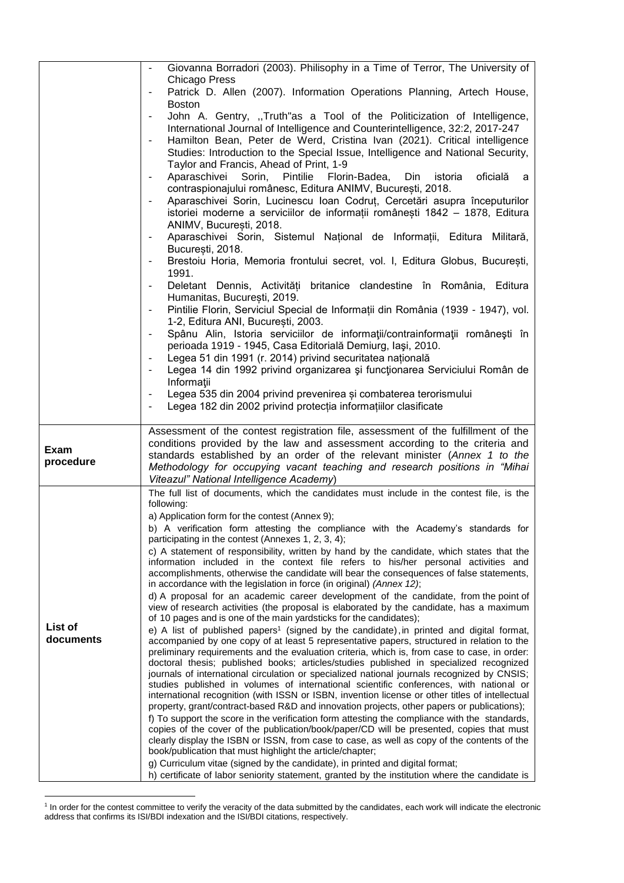| | |
|---|---|
| | - Giovanna Borradori (2003). Philisophy in a Time of Terror, The University of Chicago Press<br>- Patrick D. Allen (2007). Information Operations Planning, Artech House, Boston<br>- John A. Gentry, ,,Truth"as a Tool of the Politicization of Intelligence, International Journal of Intelligence and Counterintelligence, 32:2, 2017-247<br>- Hamilton Bean, Peter de Werd, Cristina Ivan (2021). Critical intelligence Studies: Introduction to the Special Issue, Intelligence and National Security, Taylor and Francis, Ahead of Print, 1-9<br>- Aparaschivei Sorin, Pintilie Florin-Badea, Din istoria oficială a contraspionajului românesc, Editura ANIMV, București, 2018.<br>- Aparaschivei Sorin, Lucinescu Ioan Codruț, Cercetări asupra începuturilor istoriei moderne a serviciilor de informații românești 1842 – 1878, Editura ANIMV, București, 2018.<br>- Aparaschivei Sorin, Sistemul Național de Informații, Editura Militară, București, 2018.<br>- Brestoiu Horia, Memoria frontului secret, vol. I, Editura Globus, București, 1991.<br>- Deletant Dennis, Activități britanice clandestine în România, Editura Humanitas, București, 2019.<br>- Pintilie Florin, Serviciul Special de Informații din România (1939 - 1947), vol. 1-2, Editura ANI, București, 2003.<br>- Spânu Alin, Istoria serviciilor de informaţii/contrainformaţii româneşti în perioada 1919 - 1945, Casa Editorială Demiurg, Iaşi, 2010.<br>- Legea 51 din 1991 (r. 2014) privind securitatea națională<br>- Legea 14 din 1992 privind organizarea şi funcţionarea Serviciului Român de Informaţii<br>- Legea 535 din 2004 privind prevenirea și combaterea terorismului<br>- Legea 182 din 2002 privind protecția informațiilor clasificate |
| **Exam procedure** | Assessment of the contest registration file, assessment of the fulfillment of the conditions provided by the law and assessment according to the criteria and standards established by an order of the relevant minister (*Annex 1 to the Methodology for occupying vacant teaching and research positions in "Mihai Viteazul" National Intelligence Academy*) |
| **List of documents** | The full list of documents, which the candidates must include in the contest file, is the following:<br>a) Application form for the contest (Annex 9);<br>b) A verification form attesting the compliance with the Academy's standards for participating in the contest (Annexes 1, 2, 3, 4);<br>c) A statement of responsibility, written by hand by the candidate, which states that the information included in the context file refers to his/her personal activities and accomplishments, otherwise the candidate will bear the consequences of false statements, in accordance with the legislation in force (in original) *(Annex 12)*;<br>d) A proposal for an academic career development of the candidate, from the point of view of research activities (the proposal is elaborated by the candidate, has a maximum of 10 pages and is one of the main yardsticks for the candidates);<br>e) A list of published papers[1] (signed by the candidate), in printed and digital format, accompanied by one copy of at least 5 representative papers, structured in relation to the preliminary requirements and the evaluation criteria, which is, from case to case, in order: doctoral thesis; published books; articles/studies published in specialized recognized journals of international circulation or specialized national journals recognized by CNSIS; studies published in volumes of international scientific conferences, with national or international recognition (with ISSN or ISBN, invention license or other titles of intellectual property, grant/contract-based R&D and innovation projects, other papers or publications);<br>f) To support the score in the verification form attesting the compliance with the standards, copies of the cover of the publication/book/paper/CD will be presented, copies that must clearly display the ISBN or ISSN, from case to case, as well as copy of the contents of the book/publication that must highlight the article/chapter;<br>g) Curriculum vitae (signed by the candidate), in printed and digital format;<br>h) certificate of labor seniority statement, granted by the institution where the candidate is |

[1] In order for the contest committee to verify the veracity of the data submitted by the candidates, each work will indicate the electronic address that confirms its ISI/BDI indexation and the ISI/BDI citations, respectively.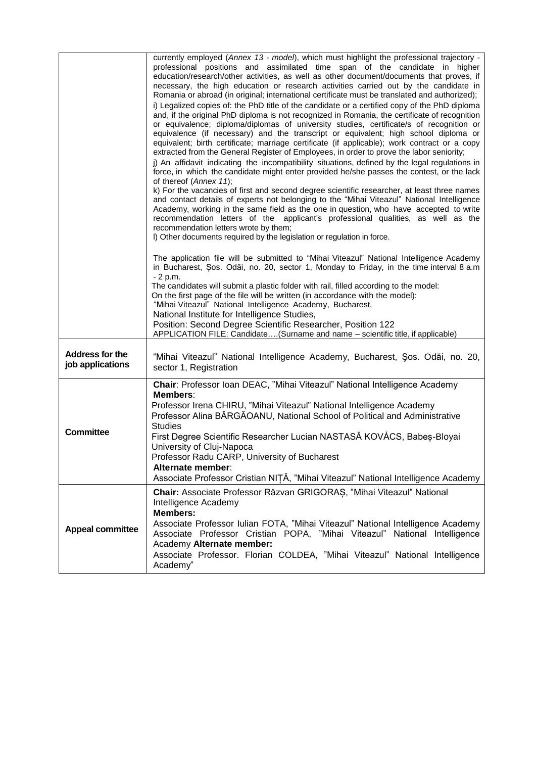| | |
|---|---|
| | currently employed (*Annex 13 - model*), which must highlight the professional trajectory - professional positions and assimilated time span of the candidate in higher education/research/other activities, as well as other document/documents that proves, if necessary, the high education or research activities carried out by the candidate in Romania or abroad (in original; international certificate must be translated and authorized);<br>i) Legalized copies of: the PhD title of the candidate or a certified copy of the PhD diploma and, if the original PhD diploma is not recognized in Romania, the certificate of recognition or equivalence; diploma/diplomas of university studies, certificate/s of recognition or equivalence (if necessary) and the transcript or equivalent; high school diploma or equivalent; birth certificate; marriage certificate (if applicable); work contract or a copy extracted from the General Register of Employees, in order to prove the labor seniority;<br>j) An affidavit indicating the incompatibility situations, defined by the legal regulations in force, in which the candidate might enter provided he/she passes the contest, or the lack of thereof (*Annex 11*);<br>k) For the vacancies of first and second degree scientific researcher, at least three names and contact details of experts not belonging to the "Mihai Viteazul" National Intelligence Academy, working in the same field as the one in question, who have accepted to write recommendation letters of the applicant's professional qualities, as well as the recommendation letters wrote by them;<br>l) Other documents required by the legislation or regulation in force.<br><br>The application file will be submitted to "Mihai Viteazul" National Intelligence Academy in Bucharest, Șos. Odăi, no. 20, sector 1, Monday to Friday, in the time interval 8 a.m - 2 p.m.<br>The candidates will submit a plastic folder with rail, filled according to the model:<br>On the first page of the file will be written (in accordance with the model):<br>"Mihai Viteazul" National Intelligence Academy, Bucharest,<br>National Institute for Intelligence Studies,<br>Position: Second Degree Scientific Researcher, Position 122<br>APPLICATION FILE: Candidate….(Surname and name – scientific title, if applicable) |
| **Address for the job applications** | "Mihai Viteazul" National Intelligence Academy, Bucharest, Şos. Odăi, no. 20, sector 1, Registration |
| **Committee** | **Chair**: Professor Ioan DEAC, "Mihai Viteazul" National Intelligence Academy<br>**Members**:<br>Professor Irena CHIRU, "Mihai Viteazul" National Intelligence Academy<br>Professor Alina BÂRGĂOANU, National School of Political and Administrative Studies<br>First Degree Scientific Researcher Lucian NASTASĂ KOVÁCS, Babeș-Bloyai University of Cluj-Napoca<br>Professor Radu CARP, University of Bucharest<br>**Alternate member**:<br>Associate Professor Cristian NIȚĂ, "Mihai Viteazul" National Intelligence Academy |
| **Appeal committee** | **Chair:** Associate Professor Răzvan GRIGORAȘ, "Mihai Viteazul" National Intelligence Academy<br>**Members:**<br>Associate Professor Iulian FOTA, "Mihai Viteazul" National Intelligence Academy<br>Associate Professor Cristian POPA, "Mihai Viteazul" National Intelligence Academy **Alternate member:**<br>Associate Professor. Florian COLDEA, "Mihai Viteazul" National Intelligence Academy" |